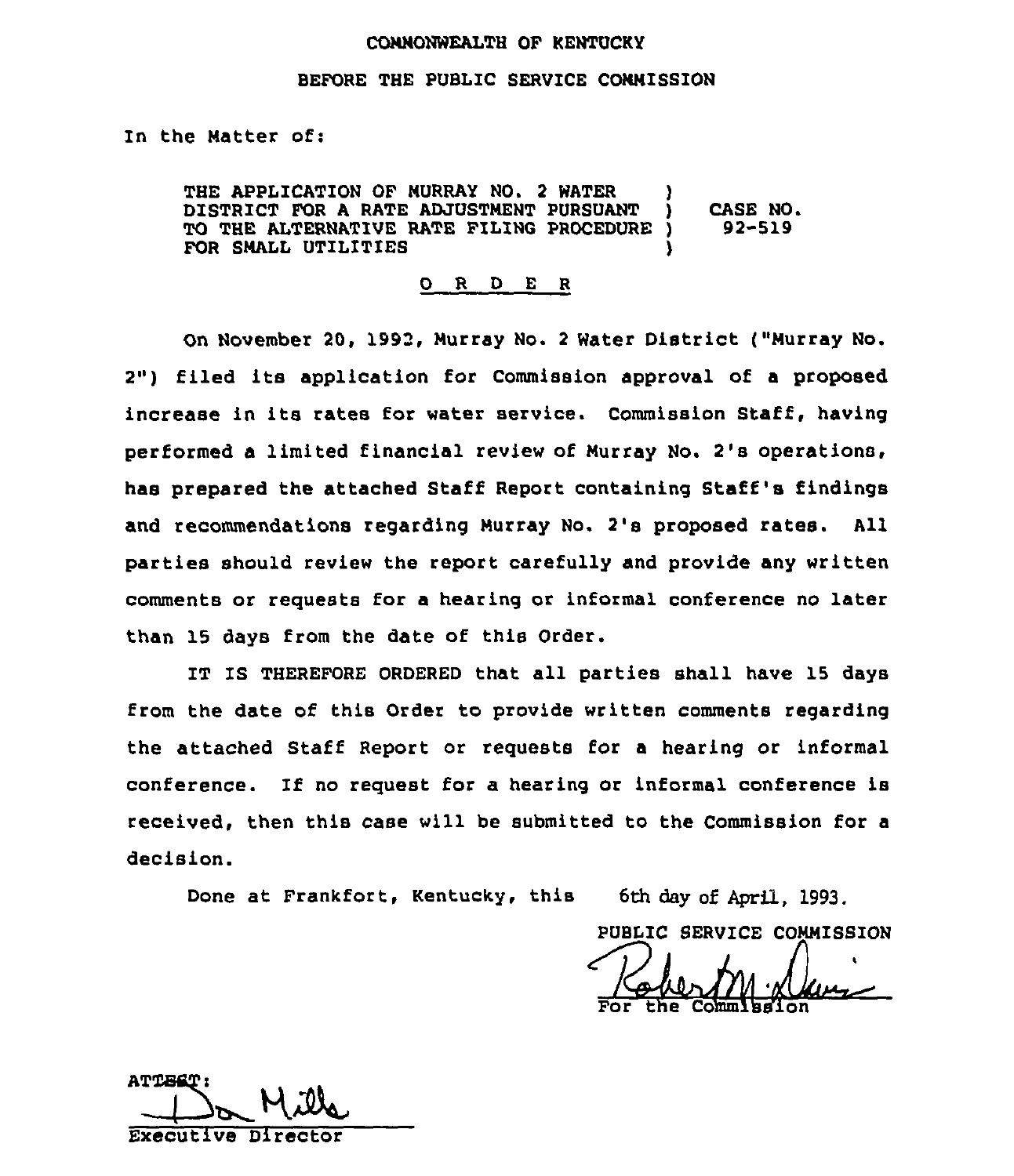COMMONWEALTH OF KENTUCKY

BEFORE THE PUBLIC SERVICE COMMISSION

In the Matter of:

| | | |
|---|---|---|
| THE APPLICATION OF MURRAY NO. 2 WATER DISTRICT FOR A RATE ADJUSTMENT PURSUANT TO THE ALTERNATIVE RATE FILING PROCEDURE FOR SMALL UTILITIES | ) ) ) ) | CASE NO. 92-519 |

O R D E R

On November 20, 1992, Murray No. 2 Water District ("Murray No. 2") filed its application for Commission approval of a proposed increase in its rates for water service. Commission Staff, having performed a limited financial review of Murray No. 2's operations, has prepared the attached Staff Report containing Staff's findings and recommendations regarding Murray No. 2's proposed rates. All parties should review the report carefully and provide any written comments or requests for a hearing or informal conference no later than 15 days from the date of this Order.

IT IS THEREFORE ORDERED that all parties shall have 15 days from the date of this Order to provide written comments regarding the attached Staff Report or requests for a hearing or informal conference. If no request for a hearing or informal conference is received, then this case will be submitted to the Commission for a decision.

Done at Frankfort, Kentucky, this 6th day of April, 1993.

PUBLIC SERVICE COMMISSION

For the Commission

ATTEST:

Executive Director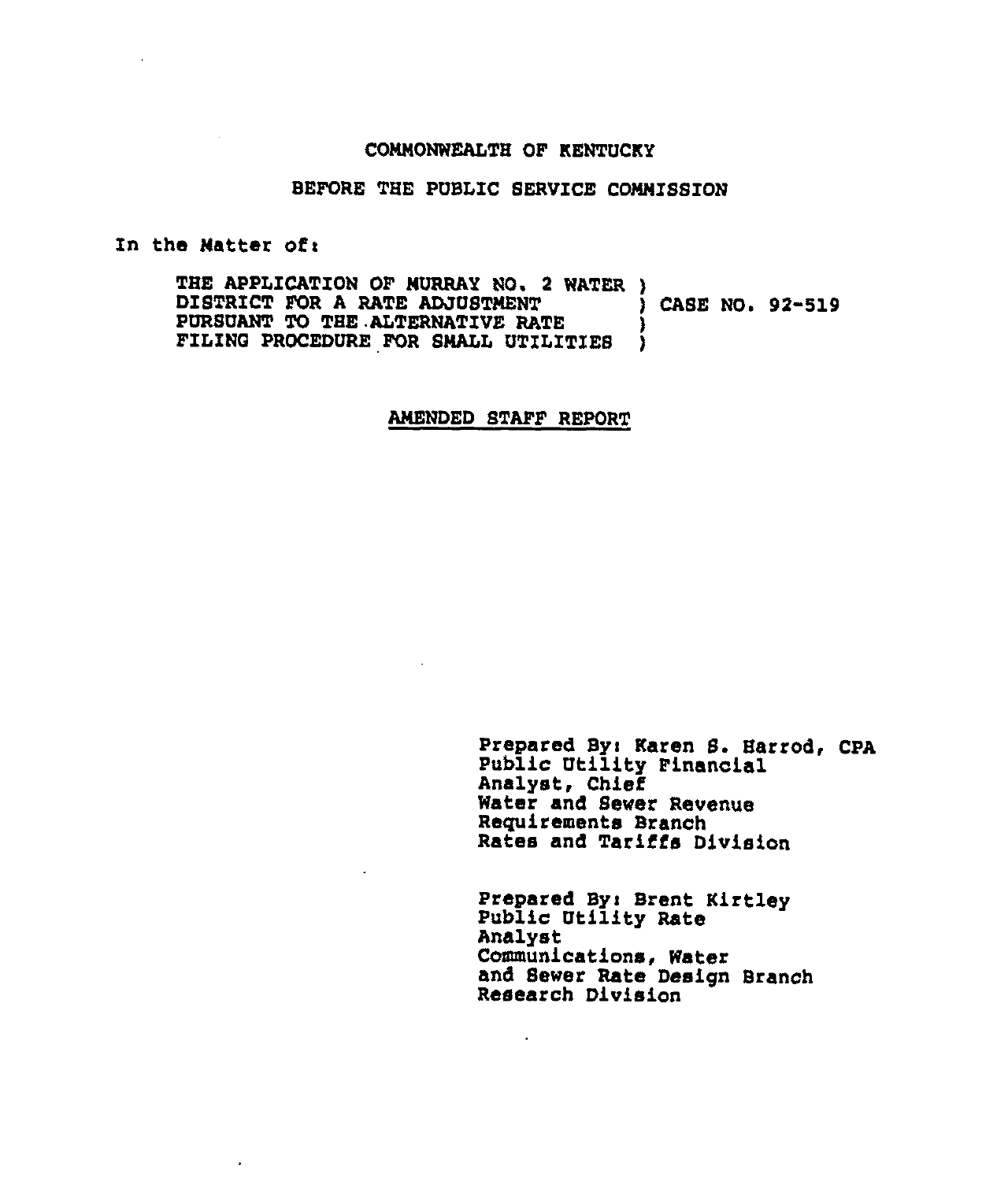COMMONWEALTH OF KENTUCKY

BEFORE THE PUBLIC SERVICE COMMISSION

In the Matter of:

THE APPLICATION OF MURRAY NO. 2 WATER )
DISTRICT FOR A RATE ADJUSTMENT ) CASE NO. 92-519
PURSUANT TO THE ALTERNATIVE RATE )
FILING PROCEDURE FOR SMALL UTILITIES )

## AMENDED STAFF REPORT

Prepared By: Karen S. Harrod, CPA
Public Utility Financial
Analyst, Chief
Water and Sewer Revenue
Requirements Branch
Rates and Tariffs Division

Prepared By: Brent Kirtley
Public Utility Rate
Analyst
Communications, Water
and Sewer Rate Design Branch
Research Division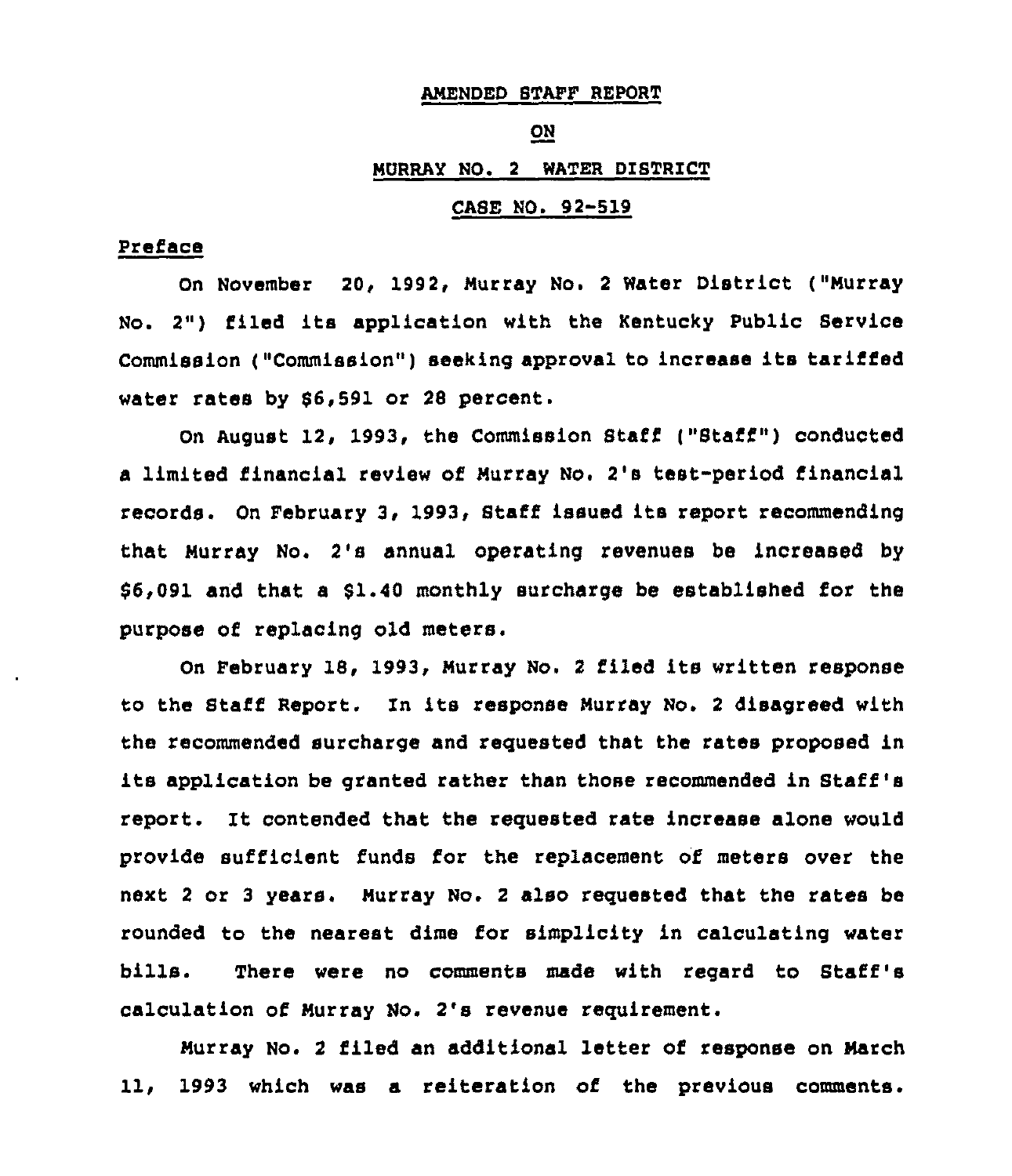AMENDED STAFF REPORT

ON

MURRAY NO. 2 WATER DISTRICT

CASE NO. 92-519

Preface

On November 20, 1992, Murray No. 2 Water District ("Murray No. 2") filed its application with the Kentucky Public Service Commission ("Commission") seeking approval to increase its tariffed water rates by $6,591 or 28 percent.

On August 12, 1993, the Commission Staff ("Staff") conducted a limited financial review of Murray No. 2's test-period financial records. On February 3, 1993, Staff issued its report recommending that Murray No. 2's annual operating revenues be increased by $6,091 and that a $1.40 monthly surcharge be established for the purpose of replacing old meters.

On February 18, 1993, Murray No. 2 filed its written response to the Staff Report. In its response Murray No. 2 disagreed with the recommended surcharge and requested that the rates proposed in its application be granted rather than those recommended in Staff's report. It contended that the requested rate increase alone would provide sufficient funds for the replacement of meters over the next 2 or 3 years. Murray No. 2 also requested that the rates be rounded to the nearest dime for simplicity in calculating water bills. There were no comments made with regard to Staff's calculation of Murray No. 2's revenue requirement.

Murray No. 2 filed an additional letter of response on March 11, 1993 which was a reiteration of the previous comments.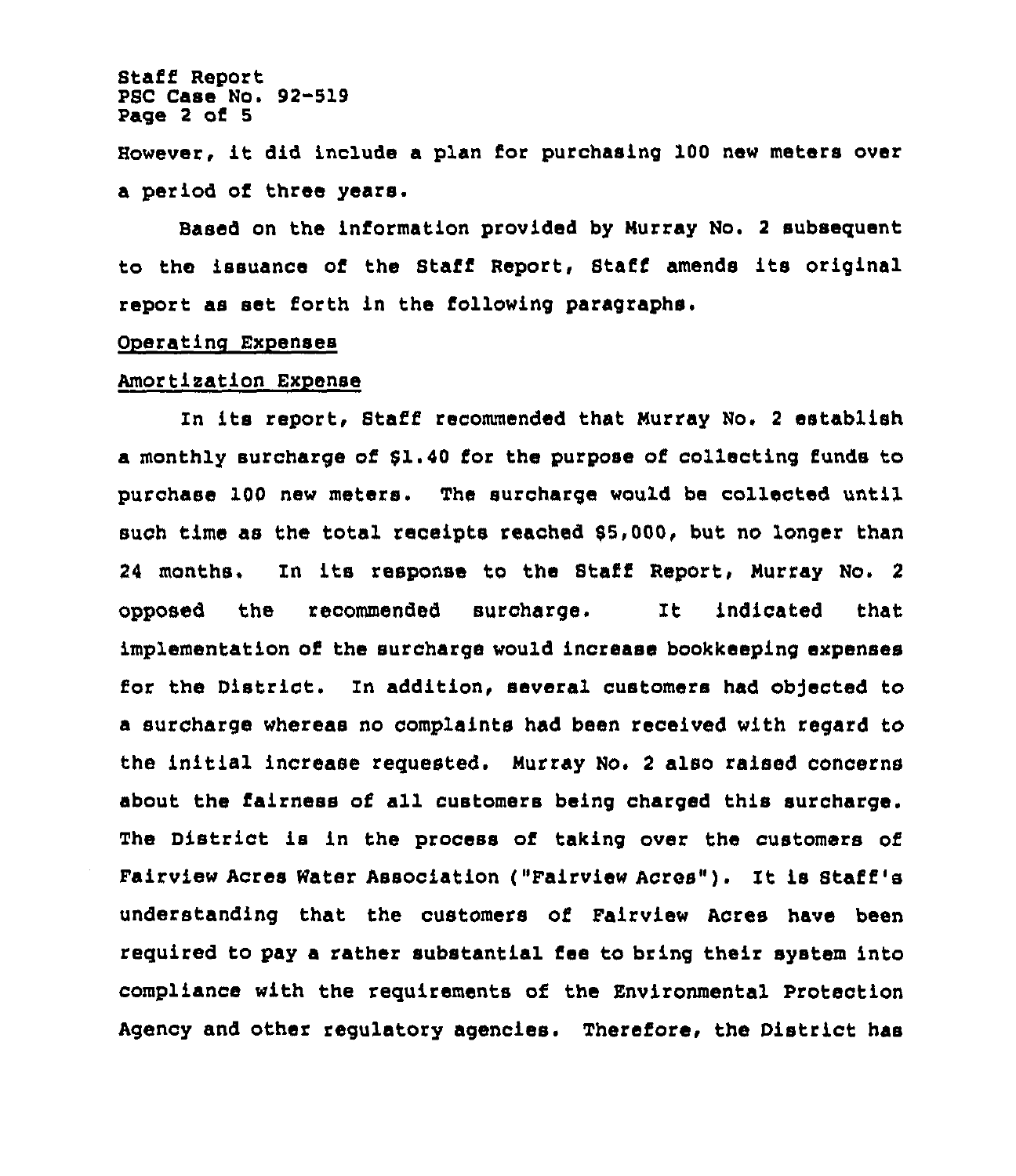However, it did include a plan for purchasing 100 new meters over a period of three years.

Based on the information provided by Murray No. 2 subsequent to the issuance of the Staff Report, Staff amends its original report as set forth in the following paragraphs.

Operating Expenses

Amortization Expense

In its report, Staff recommended that Murray No. 2 establish a monthly surcharge of $1.40 for the purpose of collecting funds to purchase 100 new meters. The surcharge would be collected until such time as the total receipts reached $5,000, but no longer than 24 months. In its response to the Staff Report, Murray No. 2 opposed the recommended surcharge. It indicated that implementation of the surcharge would increase bookkeeping expenses for the District. In addition, several customers had objected to a surcharge whereas no complaints had been received with regard to the initial increase requested. Murray No. 2 also raised concerns about the fairness of all customers being charged this surcharge. The District is in the process of taking over the customers of Fairview Acres Water Association ("Fairview Acres"). It is Staff's understanding that the customers of Fairview Acres have been required to pay a rather substantial fee to bring their system into compliance with the requirements of the Environmental Protection Agency and other regulatory agencies. Therefore, the District has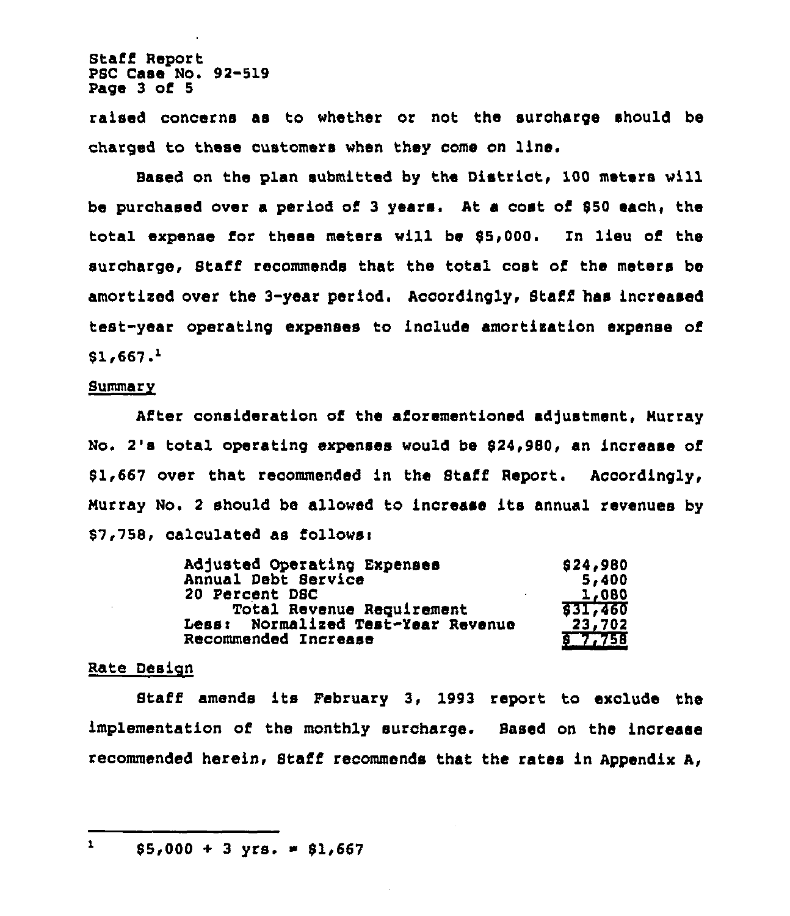raised concerns as to whether or not the surcharge should be charged to these customers when they come on line.

Based on the plan submitted by the District, 100 meters will be purchased over a period of 3 years. At a cost of $50 each, the total expense for these meters will be $5,000. In lieu of the surcharge, Staff recommends that the total cost of the meters be amortized over the 3-year period. Accordingly, Staff has increased test-year operating expenses to include amortization expense of $1,667.[1]

Summary

After consideration of the aforementioned adjustment, Murray No. 2's total operating expenses would be $24,980, an increase of $1,667 over that recommended in the Staff Report. Accordingly, Murray No. 2 should be allowed to increase its annual revenues by $7,758, calculated as follows:

| | |
|---|---|
| Adjusted Operating Expenses | $24,980 |
| Annual Debt Service | 5,400 |
| 20 Percent DSC | 1,080 |
| Total Revenue Requirement | $31,460 |
| Less: Normalized Test-Year Revenue | 23,702 |
| Recommended Increase | $ 7,758 |

Rate Design

Staff amends its February 3, 1993 report to exclude the implementation of the monthly surcharge. Based on the increase recommended herein, Staff recommends that the rates in Appendix A,

---

[1] $5,000 + 3 yrs. = $1,667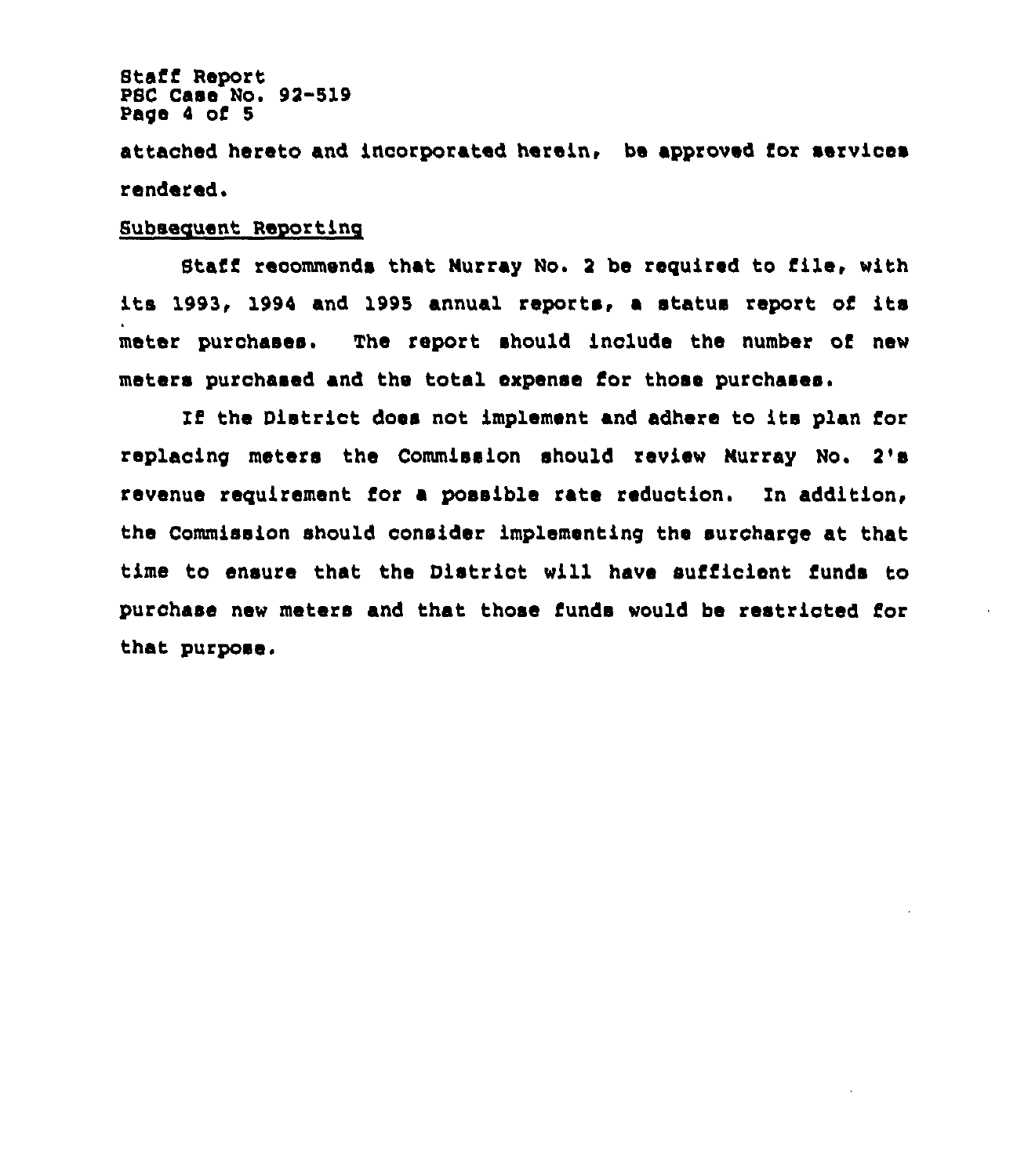attached hereto and incorporated herein, be approved for services rendered.

Subsequent Reporting

Staff recommends that Murray No. 2 be required to file, with its 1993, 1994 and 1995 annual reports, a status report of its meter purchases. The report should include the number of new meters purchased and the total expense for those purchases.

If the District does not implement and adhere to its plan for replacing meters the Commission should review Murray No. 2's revenue requirement for a possible rate reduction. In addition, the Commission should consider implementing the surcharge at that time to ensure that the District will have sufficient funds to purchase new meters and that those funds would be restricted for that purpose.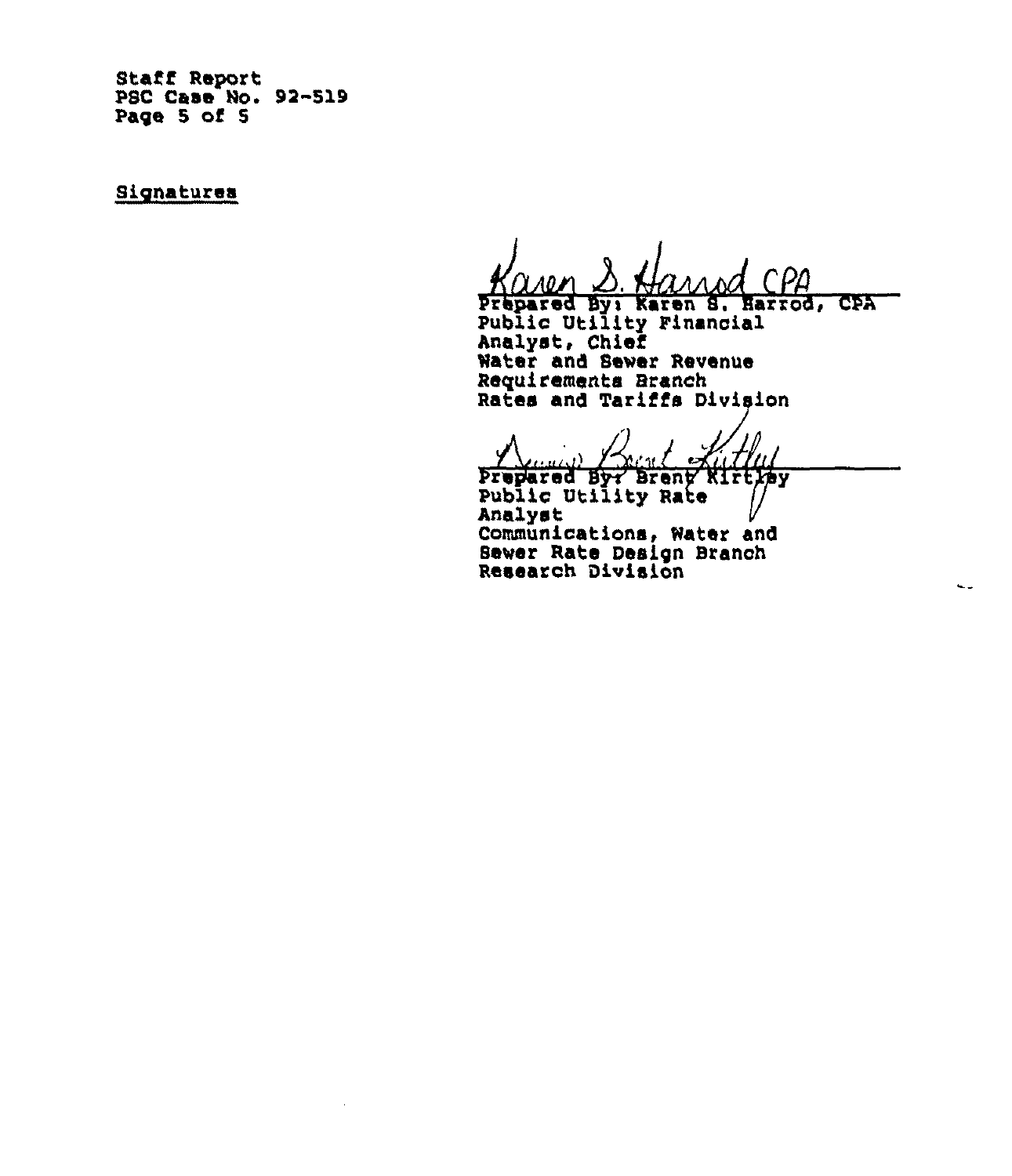Staff Report
PSC Case No. 92-519

<u>Signatures</u>

Karen S. Harrod CPA

Prepared By: Karen S. Harrod, CPA
Public Utility Financial Analyst, Chief
Water and Sewer Revenue Requirements Branch
Rates and Tariffs Division

Dennis Brent Kirtley

Prepared By: Brent Kirtley
Public Utility Rate Analyst
Communications, Water and Sewer Rate Design Branch
Research Division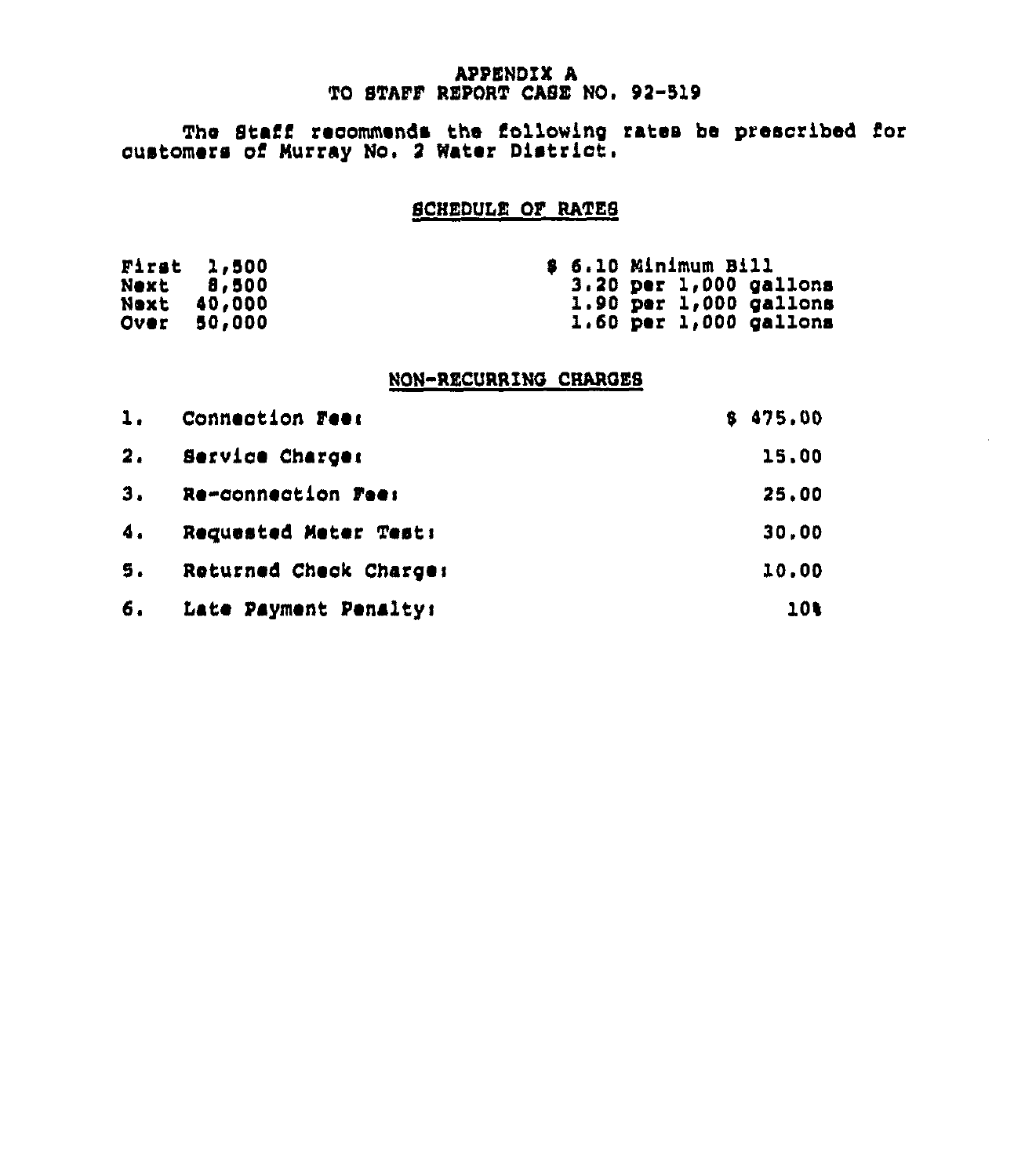# APPENDIX A
## TO STAFF REPORT CASE NO. 92-519

The Staff recommends the following rates be prescribed for customers of Murray No. 2 Water District.

### SCHEDULE OF RATES

| | |
|---|---|
| First 1,500 | $ 6.10 Minimum Bill |
| Next 8,500 | 3.20 per 1,000 gallons |
| Next 40,000 | 1.90 per 1,000 gallons |
| Over 50,000 | 1.60 per 1,000 gallons |

### NON-RECURRING CHARGES

| | | |
|---|---|---|
| 1. | Connection Fee: | $ 475.00 |
| 2. | Service Charge: | 15.00 |
| 3. | Re-connection Fee: | 25.00 |
| 4. | Requested Meter Test: | 30.00 |
| 5. | Returned Check Charge: | 10.00 |
| 6. | Late Payment Penalty: | 10% |